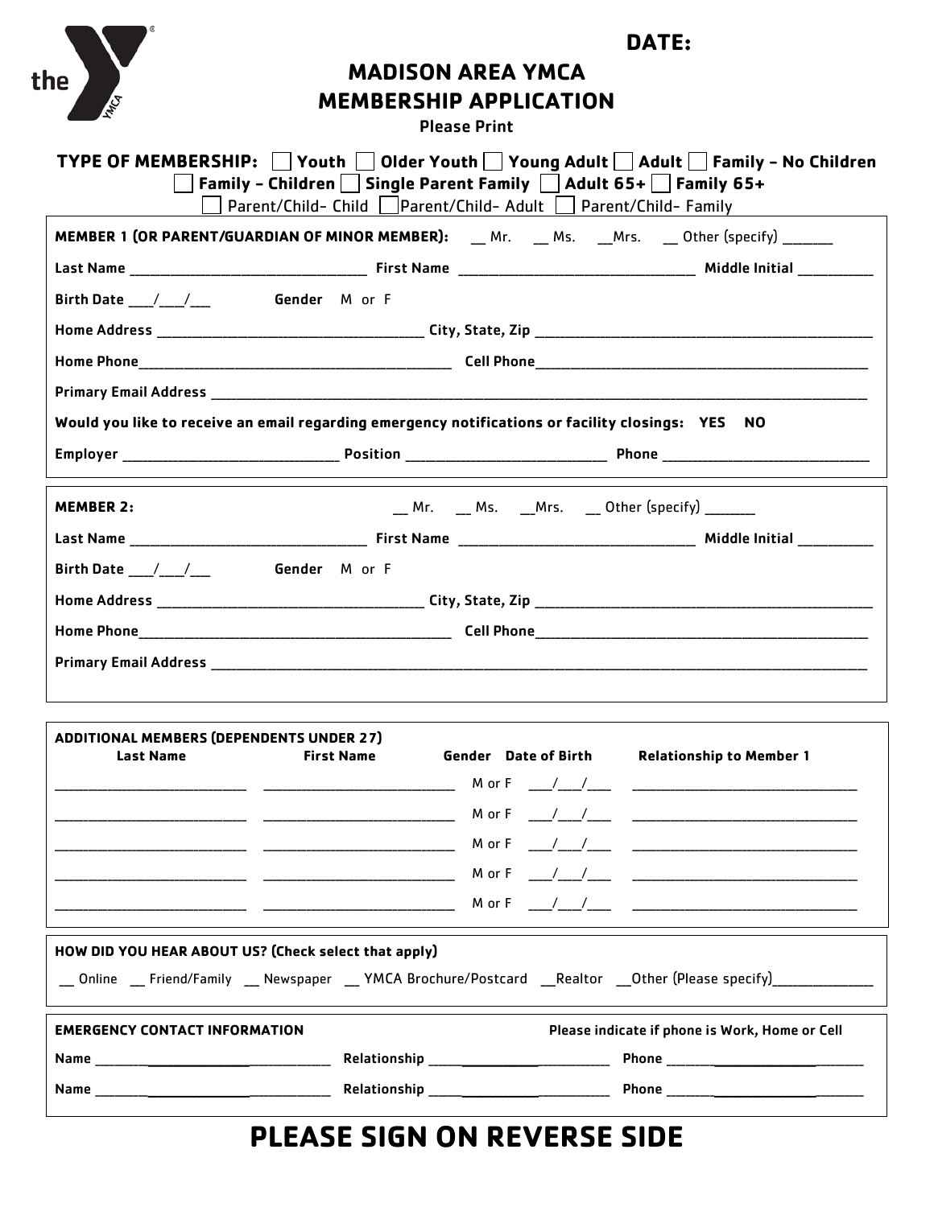**DATE:**

# MADISON AREA YMCA
# MEMBERSHIP APPLICATION

Please Print

**TYPE OF MEMBERSHIP:** ☐ Youth ☐ Older Youth ☐ Young Adult ☐ Adult ☐ Family – No Children ☐ Family – Children ☐ Single Parent Family ☐ Adult 65+ ☐ Family 65+ ☐ Parent/Child- Child ☐ Parent/Child- Adult ☐ Parent/Child- Family

**MEMBER 1 (OR PARENT/GUARDIAN OF MINOR MEMBER):** __ Mr. __ Ms. __Mrs. __ Other (specify) _______

**Last Name** ________________________________ **First Name** ________________________________ **Middle Initial** __________

**Birth Date** ___/___/___ **Gender** M or F

**Home Address** ____________________________________ **City, State, Zip** ______________________________________________

**Home Phone**__________________________________________ **Cell Phone**_____________________________________________

**Primary Email Address** __________________________________________________________________________________________

**Would you like to receive an email regarding emergency notifications or facility closings: YES NO**

**Employer** _____________________________ **Position** ___________________________ **Phone** ____________________________

**MEMBER 2:** __ Mr. __ Ms. __Mrs. __ Other (specify) _______

**Last Name** ________________________________ **First Name** ________________________________ **Middle Initial** __________

**Birth Date** ___/___/___ **Gender** M or F

**Home Address** ____________________________________ **City, State, Zip** ______________________________________________

**Home Phone**__________________________________________ **Cell Phone**_____________________________________________

**Primary Email Address** __________________________________________________________________________________________

**ADDITIONAL MEMBERS (DEPENDENTS UNDER 27)**

| Last Name | First Name | Gender | Date of Birth | Relationship to Member 1 |
|---|---|---|---|---|
| ___________________ | ___________________ | M or F | ___/___/___ | ___________________ |
| ___________________ | ___________________ | M or F | ___/___/___ | ___________________ |
| ___________________ | ___________________ | M or F | ___/___/___ | ___________________ |
| ___________________ | ___________________ | M or F | ___/___/___ | ___________________ |
| ___________________ | ___________________ | M or F | ___/___/___ | ___________________ |

**HOW DID YOU HEAR ABOUT US? (Check select that apply)**

__ Online __ Friend/Family __ Newspaper __ YMCA Brochure/Postcard __Realtor __Other (Please specify)_____________

**EMERGENCY CONTACT INFORMATION** Please indicate if phone is Work, Home or Cell

**Name** ____________________________ **Relationship** ________________________ **Phone** ________________________

**Name** ____________________________ **Relationship** ________________________ **Phone** ________________________

# PLEASE SIGN ON REVERSE SIDE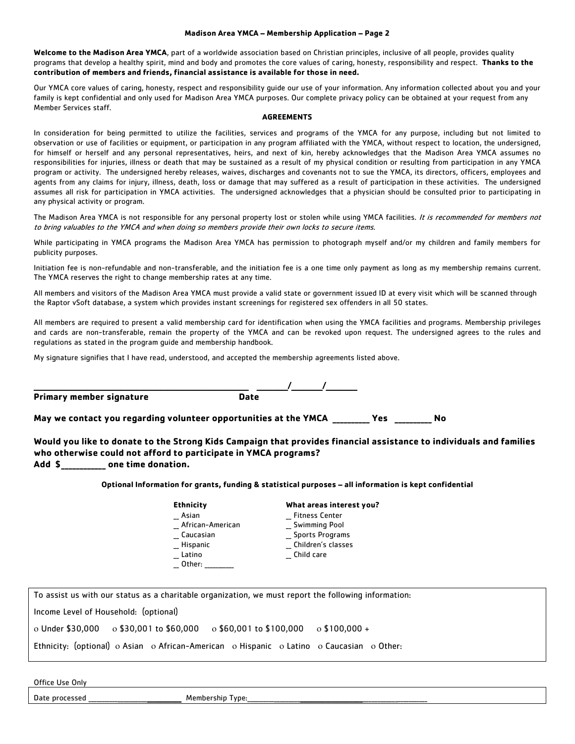**Madison Area YMCA – Membership Application – Page 2**

**Welcome to the Madison Area YMCA**, part of a worldwide association based on Christian principles, inclusive of all people, provides quality programs that develop a healthy spirit, mind and body and promotes the core values of caring, honesty, responsibility and respect. **Thanks to the contribution of members and friends, financial assistance is available for those in need.**

Our YMCA core values of caring, honesty, respect and responsibility guide our use of your information. Any information collected about you and your family is kept confidential and only used for Madison Area YMCA purposes. Our complete privacy policy can be obtained at your request from any Member Services staff.

**AGREEMENTS**

In consideration for being permitted to utilize the facilities, services and programs of the YMCA for any purpose, including but not limited to observation or use of facilities or equipment, or participation in any program affiliated with the YMCA, without respect to location, the undersigned, for himself or herself and any personal representatives, heirs, and next of kin, hereby acknowledges that the Madison Area YMCA assumes no responsibilities for injuries, illness or death that may be sustained as a result of my physical condition or resulting from participation in any YMCA program or activity. The undersigned hereby releases, waives, discharges and covenants not to sue the YMCA, its directors, officers, employees and agents from any claims for injury, illness, death, loss or damage that may suffered as a result of participation in these activities. The undersigned assumes all risk for participation in YMCA activities. The undersigned acknowledges that a physician should be consulted prior to participating in any physical activity or program.

The Madison Area YMCA is not responsible for any personal property lost or stolen while using YMCA facilities. *It is recommended for members not to bring valuables to the YMCA and when doing so members provide their own locks to secure items.*

While participating in YMCA programs the Madison Area YMCA has permission to photograph myself and/or my children and family members for publicity purposes.

Initiation fee is non-refundable and non-transferable, and the initiation fee is a one time only payment as long as my membership remains current. The YMCA reserves the right to change membership rates at any time.

All members and visitors of the Madison Area YMCA must provide a valid state or government issued ID at every visit which will be scanned through the Raptor vSoft database, a system which provides instant screenings for registered sex offenders in all 50 states.

All members are required to present a valid membership card for identification when using the YMCA facilities and programs. Membership privileges and cards are non-transferable, remain the property of the YMCA and can be revoked upon request. The undersigned agrees to the rules and regulations as stated in the program guide and membership handbook.

My signature signifies that I have read, understood, and accepted the membership agreements listed above.

_______________________________________ ______/______/______

**Primary member signature** **Date**

**May we contact you regarding volunteer opportunities at the YMCA ________ Yes ________ No**

**Would you like to donate to the Strong Kids Campaign that provides financial assistance to individuals and families who otherwise could not afford to participate in YMCA programs?**
**Add $__________ one time donation.**

**Optional Information for grants, funding & statistical purposes – all information is kept confidential**

**Ethnicity**
- __ Asian
- __ African-American
- __ Caucasian
- __ Hispanic
- __ Latino
- __ Other: ________

**What areas interest you?**
- __ Fitness Center
- __ Swimming Pool
- __ Sports Programs
- __ Children's classes
- __ Child care

To assist us with our status as a charitable organization, we must report the following information:

Income Level of Household: (optional)

o Under $30,000 o $30,001 to $60,000 o $60,001 to $100,000 o $100,000 +

Ethnicity: (optional) o Asian o African-American o Hispanic o Latino o Caucasian o Other:

Office Use Only

Date processed ________________________ Membership Type:________________________________________